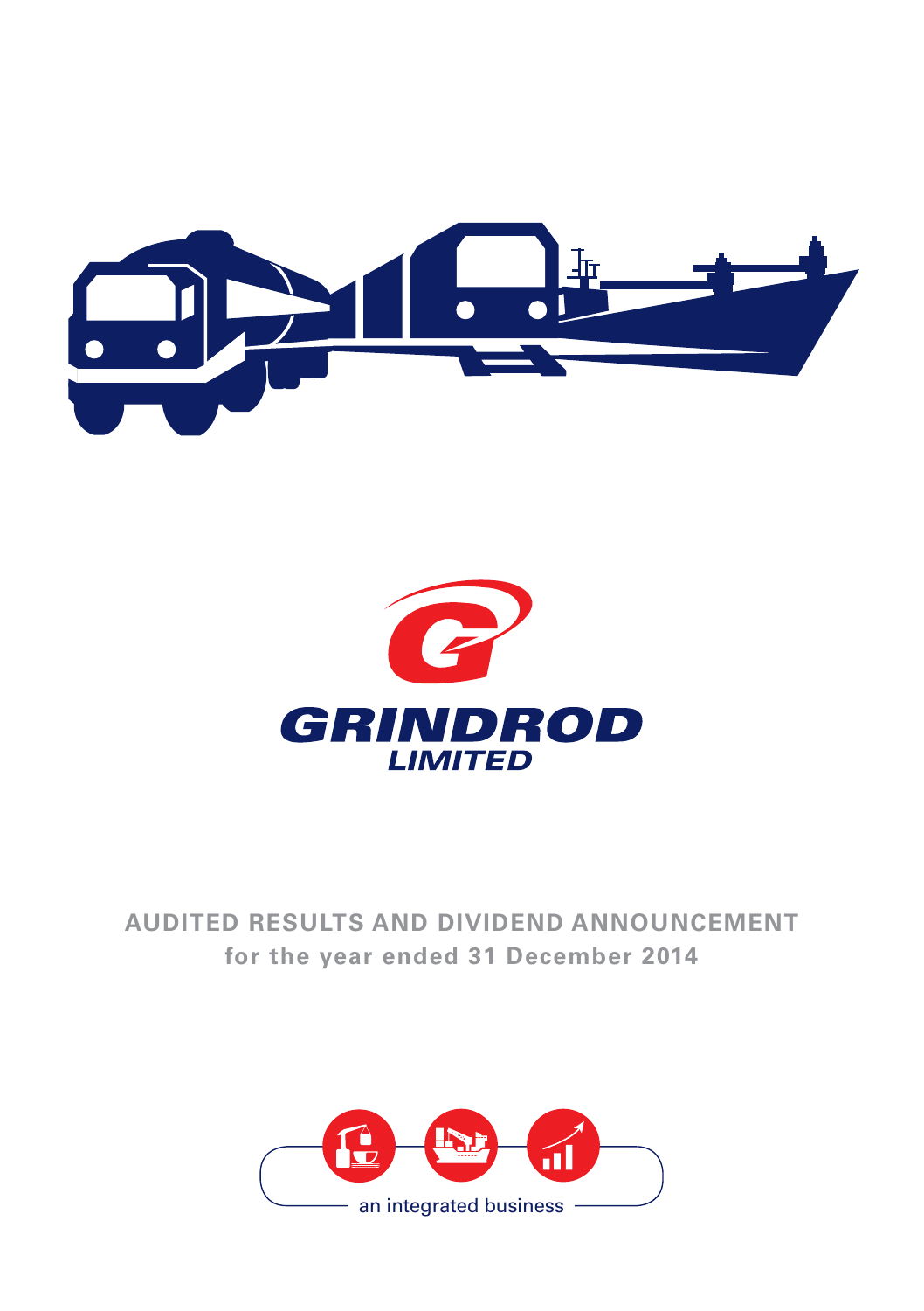# GRINDROD LIMITED

## AUDITED RESULTS AND DIVIDEND ANNOUNCEMENT

**for the year ended 31 December 2014**

an integrated business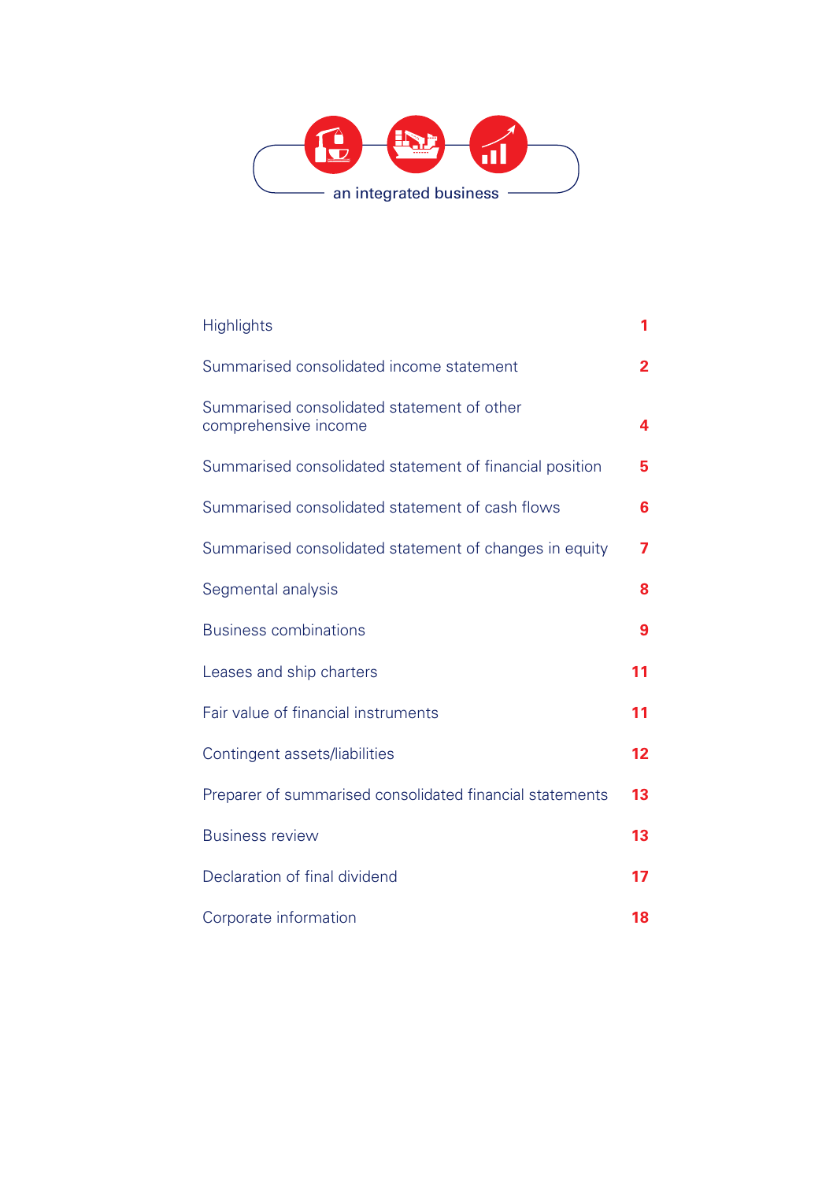an integrated business

| | |
|---|---|
| Highlights | 1 |
| Summarised consolidated income statement | 2 |
| Summarised consolidated statement of other comprehensive income | 4 |
| Summarised consolidated statement of financial position | 5 |
| Summarised consolidated statement of cash flows | 6 |
| Summarised consolidated statement of changes in equity | 7 |
| Segmental analysis | 8 |
| Business combinations | 9 |
| Leases and ship charters | 11 |
| Fair value of financial instruments | 11 |
| Contingent assets/liabilities | 12 |
| Preparer of summarised consolidated financial statements | 13 |
| Business review | 13 |
| Declaration of final dividend | 17 |
| Corporate information | 18 |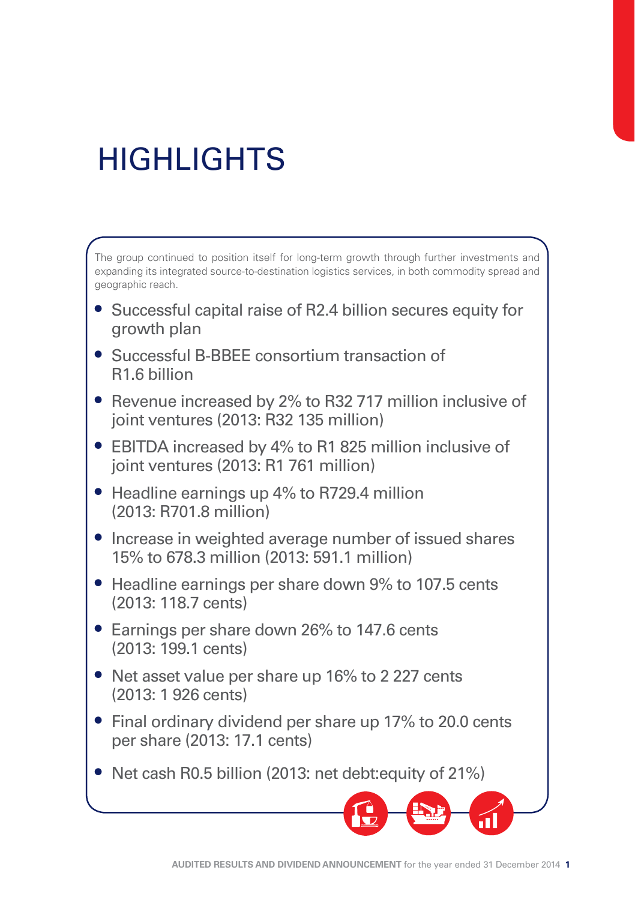# HIGHLIGHTS

The group continued to position itself for long-term growth through further investments and expanding its integrated source-to-destination logistics services, in both commodity spread and geographic reach.

- Successful capital raise of R2.4 billion secures equity for growth plan
- Successful B-BBEE consortium transaction of R1.6 billion
- Revenue increased by 2% to R32 717 million inclusive of joint ventures (2013: R32 135 million)
- EBITDA increased by 4% to R1 825 million inclusive of joint ventures (2013: R1 761 million)
- Headline earnings up 4% to R729.4 million (2013: R701.8 million)
- Increase in weighted average number of issued shares 15% to 678.3 million (2013: 591.1 million)
- Headline earnings per share down 9% to 107.5 cents (2013: 118.7 cents)
- Earnings per share down 26% to 147.6 cents (2013: 199.1 cents)
- Net asset value per share up 16% to 2 227 cents (2013: 1 926 cents)
- Final ordinary dividend per share up 17% to 20.0 cents per share (2013: 17.1 cents)
- Net cash R0.5 billion (2013: net debt:equity of 21%)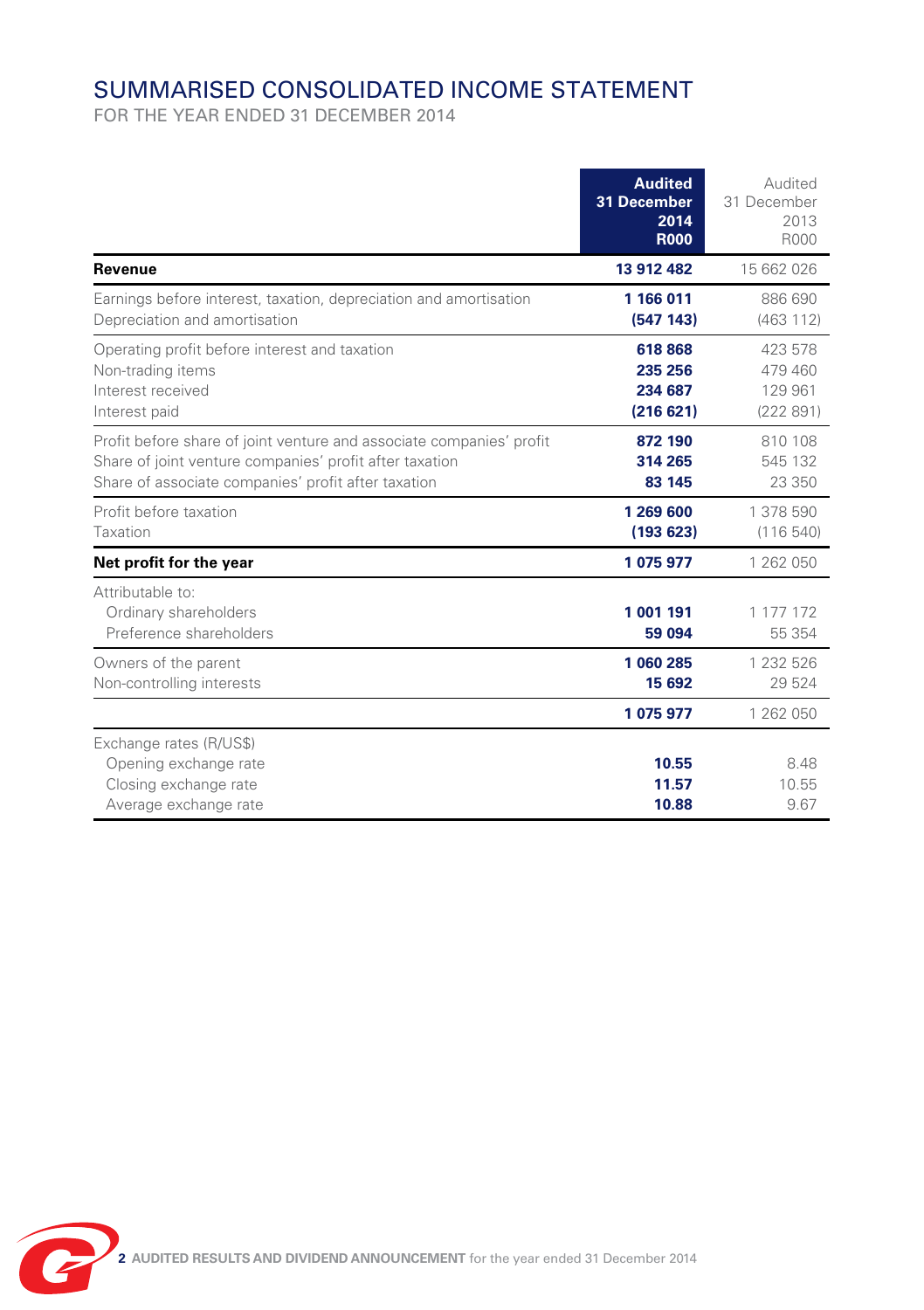# SUMMARISED CONSOLIDATED INCOME STATEMENT

FOR THE YEAR ENDED 31 DECEMBER 2014

| | **Audited 31 December 2014 R000** | Audited 31 December 2013 R000 |
|---|---|---|
| **Revenue** | **13 912 482** | 15 662 026 |
| Earnings before interest, taxation, depreciation and amortisation | **1 166 011** | 886 690 |
| Depreciation and amortisation | **(547 143)** | (463 112) |
| Operating profit before interest and taxation | **618 868** | 423 578 |
| Non-trading items | **235 256** | 479 460 |
| Interest received | **234 687** | 129 961 |
| Interest paid | **(216 621)** | (222 891) |
| Profit before share of joint venture and associate companies' profit | **872 190** | 810 108 |
| Share of joint venture companies' profit after taxation | **314 265** | 545 132 |
| Share of associate companies' profit after taxation | **83 145** | 23 350 |
| Profit before taxation | **1 269 600** | 1 378 590 |
| Taxation | **(193 623)** | (116 540) |
| **Net profit for the year** | **1 075 977** | 1 262 050 |
| Attributable to: | | |
| Ordinary shareholders | **1 001 191** | 1 177 172 |
| Preference shareholders | **59 094** | 55 354 |
| Owners of the parent | **1 060 285** | 1 232 526 |
| Non-controlling interests | **15 692** | 29 524 |
| | **1 075 977** | 1 262 050 |
| Exchange rates (R/US$) | | |
| Opening exchange rate | **10.55** | 8.48 |
| Closing exchange rate | **11.57** | 10.55 |
| Average exchange rate | **10.88** | 9.67 |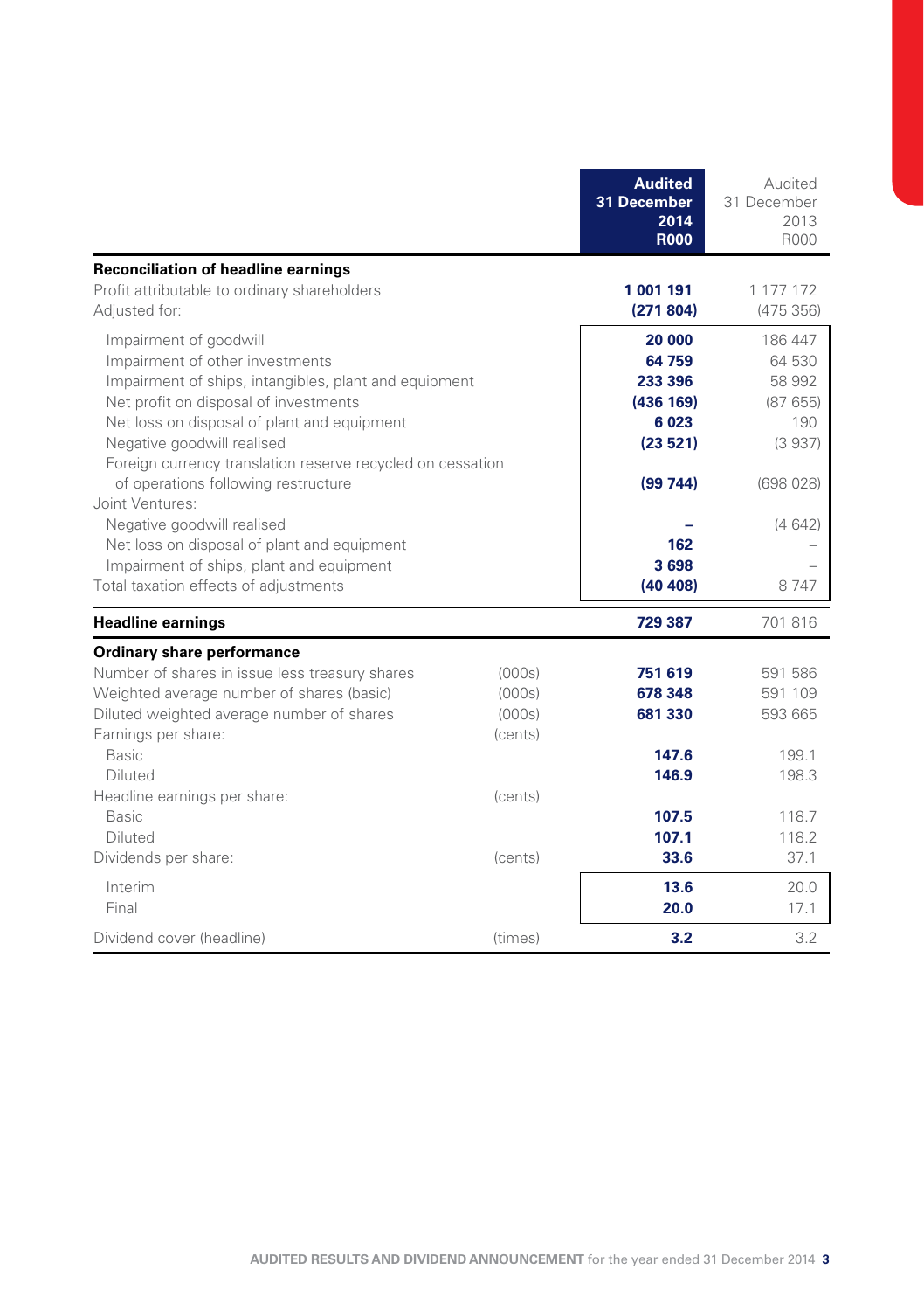| | | Audited 31 December 2014 R000 | Audited 31 December 2013 R000 |
|---|---|---|---|
| **Reconciliation of headline earnings** | | | |
| Profit attributable to ordinary shareholders | | **1 001 191** | 1 177 172 |
| Adjusted for: | | **(271 804)** | (475 356) |
| Impairment of goodwill | | **20 000** | 186 447 |
| Impairment of other investments | | **64 759** | 64 530 |
| Impairment of ships, intangibles, plant and equipment | | **233 396** | 58 992 |
| Net profit on disposal of investments | | **(436 169)** | (87 655) |
| Net loss on disposal of plant and equipment | | **6 023** | 190 |
| Negative goodwill realised | | **(23 521)** | (3 937) |
| Foreign currency translation reserve recycled on cessation of operations following restructure | | **(99 744)** | (698 028) |
| Joint Ventures: | | | |
| Negative goodwill realised | | **–** | (4 642) |
| Net loss on disposal of plant and equipment | | **162** | – |
| Impairment of ships, plant and equipment | | **3 698** | – |
| Total taxation effects of adjustments | | **(40 408)** | 8 747 |
| **Headline earnings** | | **729 387** | 701 816 |
| **Ordinary share performance** | | | |
| Number of shares in issue less treasury shares | (000s) | **751 619** | 591 586 |
| Weighted average number of shares (basic) | (000s) | **678 348** | 591 109 |
| Diluted weighted average number of shares | (000s) | **681 330** | 593 665 |
| Earnings per share: | (cents) | | |
| Basic | | **147.6** | 199.1 |
| Diluted | | **146.9** | 198.3 |
| Headline earnings per share: | (cents) | | |
| Basic | | **107.5** | 118.7 |
| Diluted | | **107.1** | 118.2 |
| Dividends per share: | (cents) | **33.6** | 37.1 |
| Interim | | **13.6** | 20.0 |
| Final | | **20.0** | 17.1 |
| Dividend cover (headline) | (times) | **3.2** | 3.2 |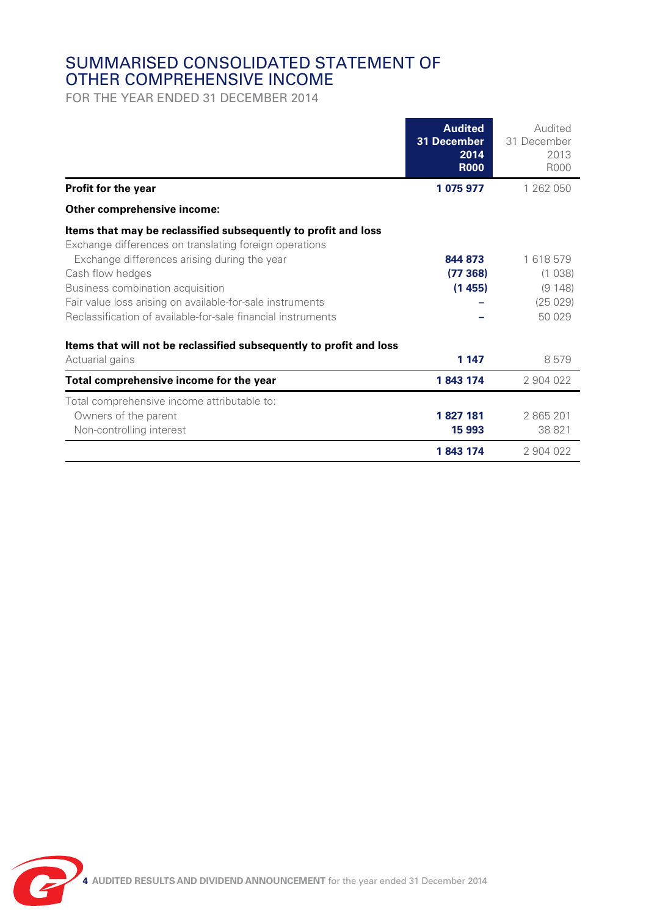# SUMMARISED CONSOLIDATED STATEMENT OF OTHER COMPREHENSIVE INCOME

FOR THE YEAR ENDED 31 DECEMBER 2014

| | **Audited 31 December 2014 R000** | Audited 31 December 2013 R000 |
|---|---|---|
| **Profit for the year** | **1 075 977** | 1 262 050 |
| **Other comprehensive income:** | | |
| **Items that may be reclassified subsequently to profit and loss** | | |
| Exchange differences on translating foreign operations | | |
| Exchange differences arising during the year | **844 873** | 1 618 579 |
| Cash flow hedges | **(77 368)** | (1 038) |
| Business combination acquisition | **(1 455)** | (9 148) |
| Fair value loss arising on available-for-sale instruments | **–** | (25 029) |
| Reclassification of available-for-sale financial instruments | **–** | 50 029 |
| **Items that will not be reclassified subsequently to profit and loss** | | |
| Actuarial gains | **1 147** | 8 579 |
| **Total comprehensive income for the year** | **1 843 174** | 2 904 022 |
| Total comprehensive income attributable to: | | |
| Owners of the parent | **1 827 181** | 2 865 201 |
| Non-controlling interest | **15 993** | 38 821 |
| | **1 843 174** | 2 904 022 |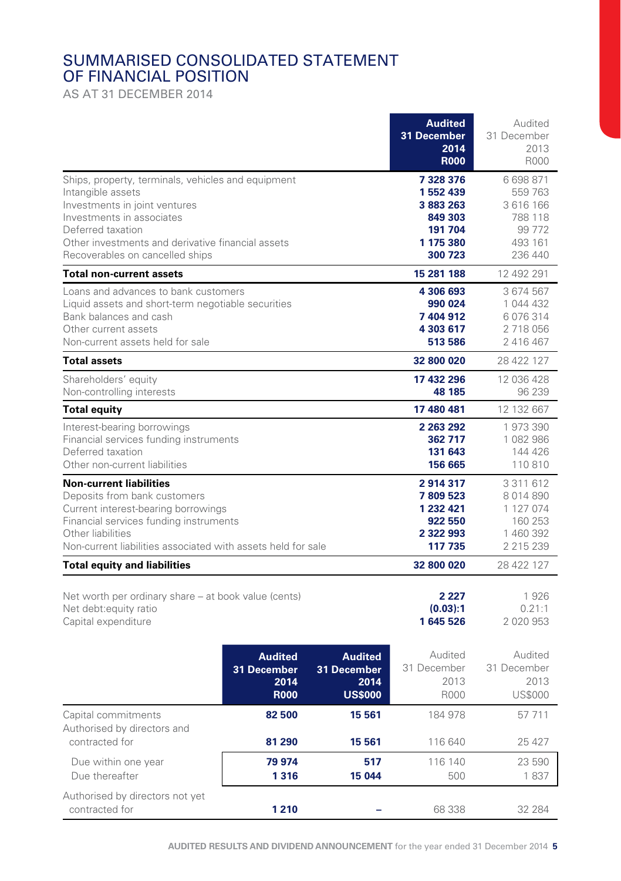# SUMMARISED CONSOLIDATED STATEMENT OF FINANCIAL POSITION

AS AT 31 DECEMBER 2014

| | **Audited 31 December 2014 R000** | Audited 31 December 2013 R000 |
|---|---|---|
| Ships, property, terminals, vehicles and equipment | **7 328 376** | 6 698 871 |
| Intangible assets | **1 552 439** | 559 763 |
| Investments in joint ventures | **3 883 263** | 3 616 166 |
| Investments in associates | **849 303** | 788 118 |
| Deferred taxation | **191 704** | 99 772 |
| Other investments and derivative financial assets | **1 175 380** | 493 161 |
| Recoverables on cancelled ships | **300 723** | 236 440 |
| **Total non-current assets** | **15 281 188** | 12 492 291 |
| Loans and advances to bank customers | **4 306 693** | 3 674 567 |
| Liquid assets and short-term negotiable securities | **990 024** | 1 044 432 |
| Bank balances and cash | **7 404 912** | 6 076 314 |
| Other current assets | **4 303 617** | 2 718 056 |
| Non-current assets held for sale | **513 586** | 2 416 467 |
| **Total assets** | **32 800 020** | 28 422 127 |
| Shareholders' equity | **17 432 296** | 12 036 428 |
| Non-controlling interests | **48 185** | 96 239 |
| **Total equity** | **17 480 481** | 12 132 667 |
| Interest-bearing borrowings | **2 263 292** | 1 973 390 |
| Financial services funding instruments | **362 717** | 1 082 986 |
| Deferred taxation | **131 643** | 144 426 |
| Other non-current liabilities | **156 665** | 110 810 |
| **Non-current liabilities** | **2 914 317** | 3 311 612 |
| Deposits from bank customers | **7 809 523** | 8 014 890 |
| Current interest-bearing borrowings | **1 232 421** | 1 127 074 |
| Financial services funding instruments | **922 550** | 160 253 |
| Other liabilities | **2 322 993** | 1 460 392 |
| Non-current liabilities associated with assets held for sale | **117 735** | 2 215 239 |
| **Total equity and liabilities** | **32 800 020** | 28 422 127 |
| Net worth per ordinary share – at book value (cents) | **2 227** | 1 926 |
| Net debt:equity ratio | **(0.03):1** | 0.21:1 |
| Capital expenditure | **1 645 526** | 2 020 953 |

| | **Audited 31 December 2014 R000** | **Audited 31 December 2014 US$000** | Audited 31 December 2013 R000 | Audited 31 December 2013 US$000 |
|---|---|---|---|---|
| Capital commitments | **82 500** | **15 561** | 184 978 | 57 711 |
| Authorised by directors and contracted for | **81 290** | **15 561** | 116 640 | 25 427 |
| Due within one year | **79 974** | **517** | 116 140 | 23 590 |
| Due thereafter | **1 316** | **15 044** | 500 | 1 837 |
| Authorised by directors not yet contracted for | **1 210** | **–** | 68 338 | 32 284 |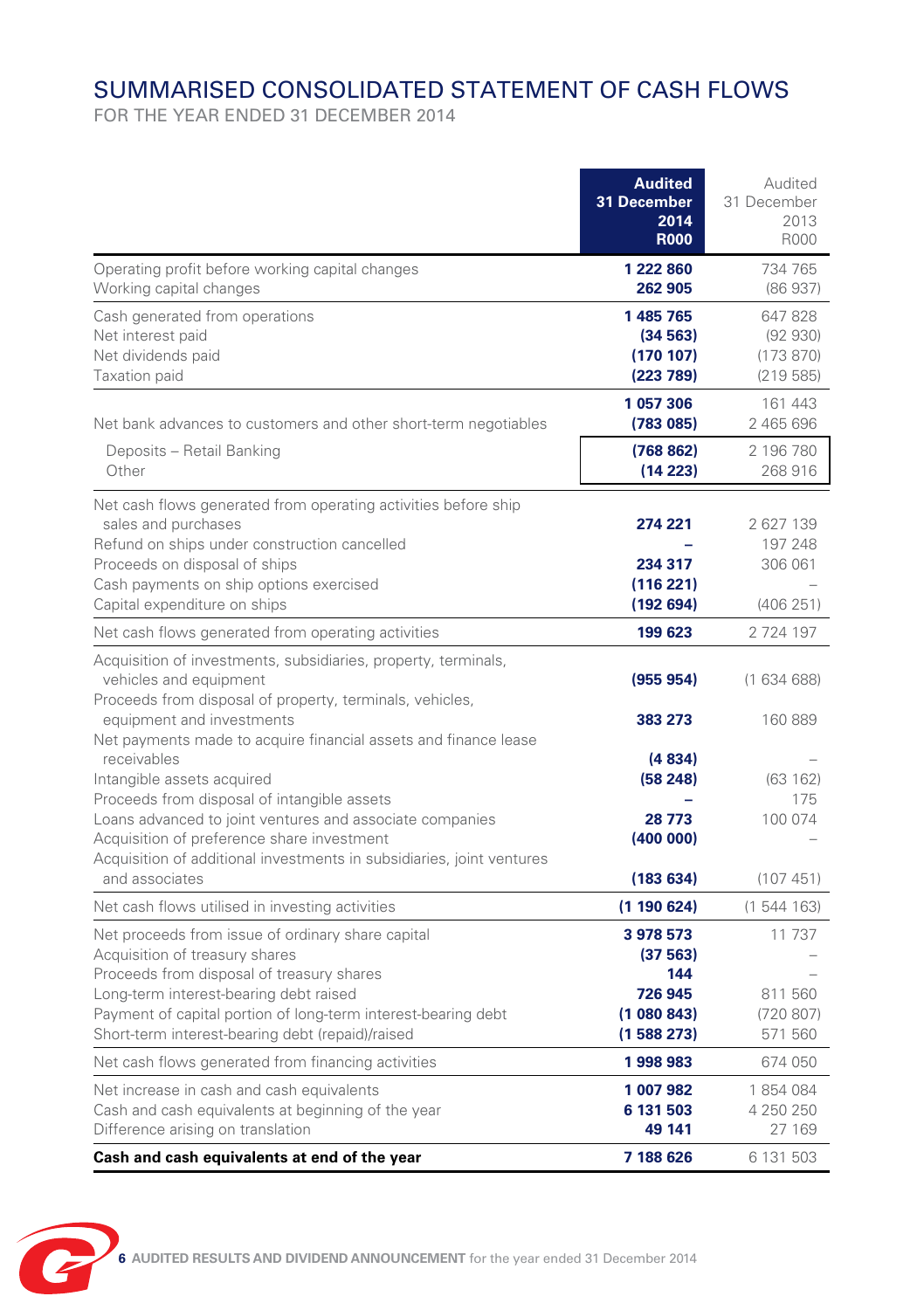# SUMMARISED CONSOLIDATED STATEMENT OF CASH FLOWS

FOR THE YEAR ENDED 31 DECEMBER 2014

| | **Audited 31 December 2014 R000** | Audited 31 December 2013 R000 |
|---|---|---|
| Operating profit before working capital changes | **1 222 860** | 734 765 |
| Working capital changes | **262 905** | (86 937) |
| Cash generated from operations | **1 485 765** | 647 828 |
| Net interest paid | **(34 563)** | (92 930) |
| Net dividends paid | **(170 107)** | (173 870) |
| Taxation paid | **(223 789)** | (219 585) |
| | **1 057 306** | 161 443 |
| Net bank advances to customers and other short-term negotiables | **(783 085)** | 2 465 696 |
| Deposits – Retail Banking | **(768 862)** | 2 196 780 |
| Other | **(14 223)** | 268 916 |
| Net cash flows generated from operating activities before ship sales and purchases | **274 221** | 2 627 139 |
| Refund on ships under construction cancelled | **–** | 197 248 |
| Proceeds on disposal of ships | **234 317** | 306 061 |
| Cash payments on ship options exercised | **(116 221)** | – |
| Capital expenditure on ships | **(192 694)** | (406 251) |
| Net cash flows generated from operating activities | **199 623** | 2 724 197 |
| Acquisition of investments, subsidiaries, property, terminals, vehicles and equipment | **(955 954)** | (1 634 688) |
| Proceeds from disposal of property, terminals, vehicles, equipment and investments | **383 273** | 160 889 |
| Net payments made to acquire financial assets and finance lease receivables | **(4 834)** | – |
| Intangible assets acquired | **(58 248)** | (63 162) |
| Proceeds from disposal of intangible assets | **–** | 175 |
| Loans advanced to joint ventures and associate companies | **28 773** | 100 074 |
| Acquisition of preference share investment | **(400 000)** | – |
| Acquisition of additional investments in subsidiaries, joint ventures and associates | **(183 634)** | (107 451) |
| Net cash flows utilised in investing activities | **(1 190 624)** | (1 544 163) |
| Net proceeds from issue of ordinary share capital | **3 978 573** | 11 737 |
| Acquisition of treasury shares | **(37 563)** | – |
| Proceeds from disposal of treasury shares | **144** | – |
| Long-term interest-bearing debt raised | **726 945** | 811 560 |
| Payment of capital portion of long-term interest-bearing debt | **(1 080 843)** | (720 807) |
| Short-term interest-bearing debt (repaid)/raised | **(1 588 273)** | 571 560 |
| Net cash flows generated from financing activities | **1 998 983** | 674 050 |
| Net increase in cash and cash equivalents | **1 007 982** | 1 854 084 |
| Cash and cash equivalents at beginning of the year | **6 131 503** | 4 250 250 |
| Difference arising on translation | **49 141** | 27 169 |
| **Cash and cash equivalents at end of the year** | **7 188 626** | 6 131 503 |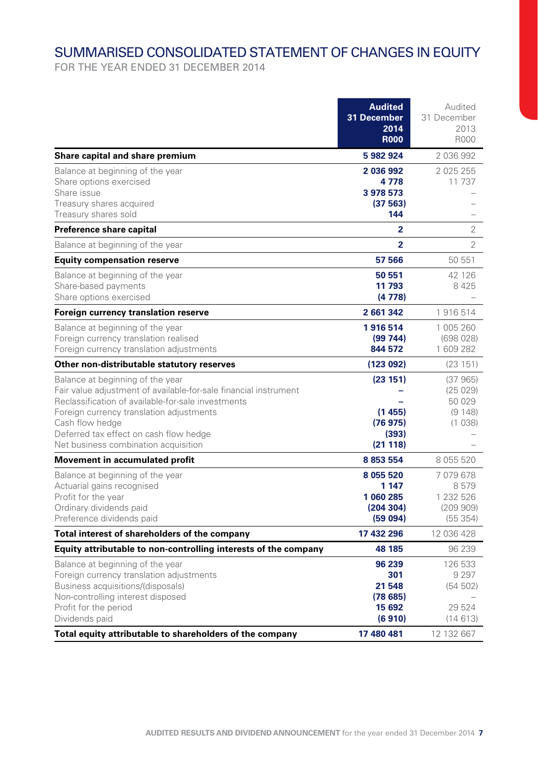# SUMMARISED CONSOLIDATED STATEMENT OF CHANGES IN EQUITY

FOR THE YEAR ENDED 31 DECEMBER 2014

| | **Audited 31 December 2014 R000** | Audited 31 December 2013 R000 |
|---|---|---|
| **Share capital and share premium** | **5 982 924** | 2 036 992 |
| Balance at beginning of the year | **2 036 992** | 2 025 255 |
| Share options exercised | **4 778** | 11 737 |
| Share issue | **3 978 573** | – |
| Treasury shares acquired | **(37 563)** | – |
| Treasury shares sold | **144** | – |
| **Preference share capital** | **2** | 2 |
| Balance at beginning of the year | **2** | 2 |
| **Equity compensation reserve** | **57 566** | 50 551 |
| Balance at beginning of the year | **50 551** | 42 126 |
| Share-based payments | **11 793** | 8 425 |
| Share options exercised | **(4 778)** | – |
| **Foreign currency translation reserve** | **2 661 342** | 1 916 514 |
| Balance at beginning of the year | **1 916 514** | 1 005 260 |
| Foreign currency translation realised | **(99 744)** | (698 028) |
| Foreign currency translation adjustments | **844 572** | 1 609 282 |
| **Other non-distributable statutory reserves** | **(123 092)** | (23 151) |
| Balance at beginning of the year | **(23 151)** | (37 965) |
| Fair value adjustment of available-for-sale financial instrument | **–** | (25 029) |
| Reclassification of available-for-sale investments | **–** | 50 029 |
| Foreign currency translation adjustments | **(1 455)** | (9 148) |
| Cash flow hedge | **(76 975)** | (1 038) |
| Deferred tax effect on cash flow hedge | **(393)** | – |
| Net business combination acquisition | **(21 118)** | – |
| **Movement in accumulated profit** | **8 853 554** | 8 055 520 |
| Balance at beginning of the year | **8 055 520** | 7 079 678 |
| Actuarial gains recognised | **1 147** | 8 579 |
| Profit for the year | **1 060 285** | 1 232 526 |
| Ordinary dividends paid | **(204 304)** | (209 909) |
| Preference dividends paid | **(59 094)** | (55 354) |
| **Total interest of shareholders of the company** | **17 432 296** | 12 036 428 |
| **Equity attributable to non-controlling interests of the company** | **48 185** | 96 239 |
| Balance at beginning of the year | **96 239** | 126 533 |
| Foreign currency translation adjustments | **301** | 9 297 |
| Business acquisitions/(disposals) | **21 548** | (54 502) |
| Non-controlling interest disposed | **(78 685)** | – |
| Profit for the period | **15 692** | 29 524 |
| Dividends paid | **(6 910)** | (14 613) |
| **Total equity attributable to shareholders of the company** | **17 480 481** | 12 132 667 |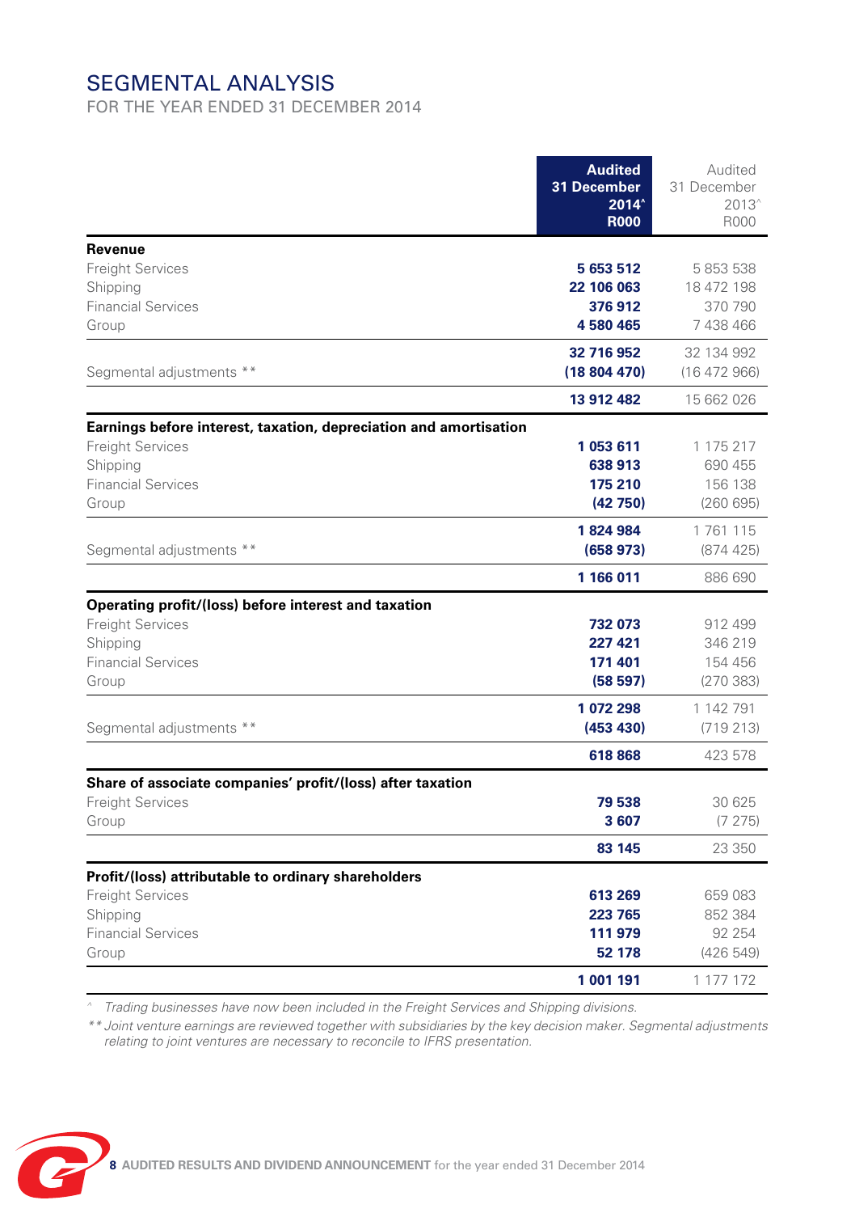# SEGMENTAL ANALYSIS

FOR THE YEAR ENDED 31 DECEMBER 2014

| | **Audited 31 December 2014^ R000** | Audited 31 December 2013^ R000 |
|---|---|---|
| **Revenue** | | |
| Freight Services | **5 653 512** | 5 853 538 |
| Shipping | **22 106 063** | 18 472 198 |
| Financial Services | **376 912** | 370 790 |
| Group | **4 580 465** | 7 438 466 |
| | **32 716 952** | 32 134 992 |
| Segmental adjustments ** | **(18 804 470)** | (16 472 966) |
| | **13 912 482** | 15 662 026 |
| **Earnings before interest, taxation, depreciation and amortisation** | | |
| Freight Services | **1 053 611** | 1 175 217 |
| Shipping | **638 913** | 690 455 |
| Financial Services | **175 210** | 156 138 |
| Group | **(42 750)** | (260 695) |
| | **1 824 984** | 1 761 115 |
| Segmental adjustments ** | **(658 973)** | (874 425) |
| | **1 166 011** | 886 690 |
| **Operating profit/(loss) before interest and taxation** | | |
| Freight Services | **732 073** | 912 499 |
| Shipping | **227 421** | 346 219 |
| Financial Services | **171 401** | 154 456 |
| Group | **(58 597)** | (270 383) |
| | **1 072 298** | 1 142 791 |
| Segmental adjustments ** | **(453 430)** | (719 213) |
| | **618 868** | 423 578 |
| **Share of associate companies' profit/(loss) after taxation** | | |
| Freight Services | **79 538** | 30 625 |
| Group | **3 607** | (7 275) |
| | **83 145** | 23 350 |
| **Profit/(loss) attributable to ordinary shareholders** | | |
| Freight Services | **613 269** | 659 083 |
| Shipping | **223 765** | 852 384 |
| Financial Services | **111 979** | 92 254 |
| Group | **52 178** | (426 549) |
| | **1 001 191** | 1 177 172 |

^ *Trading businesses have now been included in the Freight Services and Shipping divisions.*

** *Joint venture earnings are reviewed together with subsidiaries by the key decision maker. Segmental adjustments relating to joint ventures are necessary to reconcile to IFRS presentation.*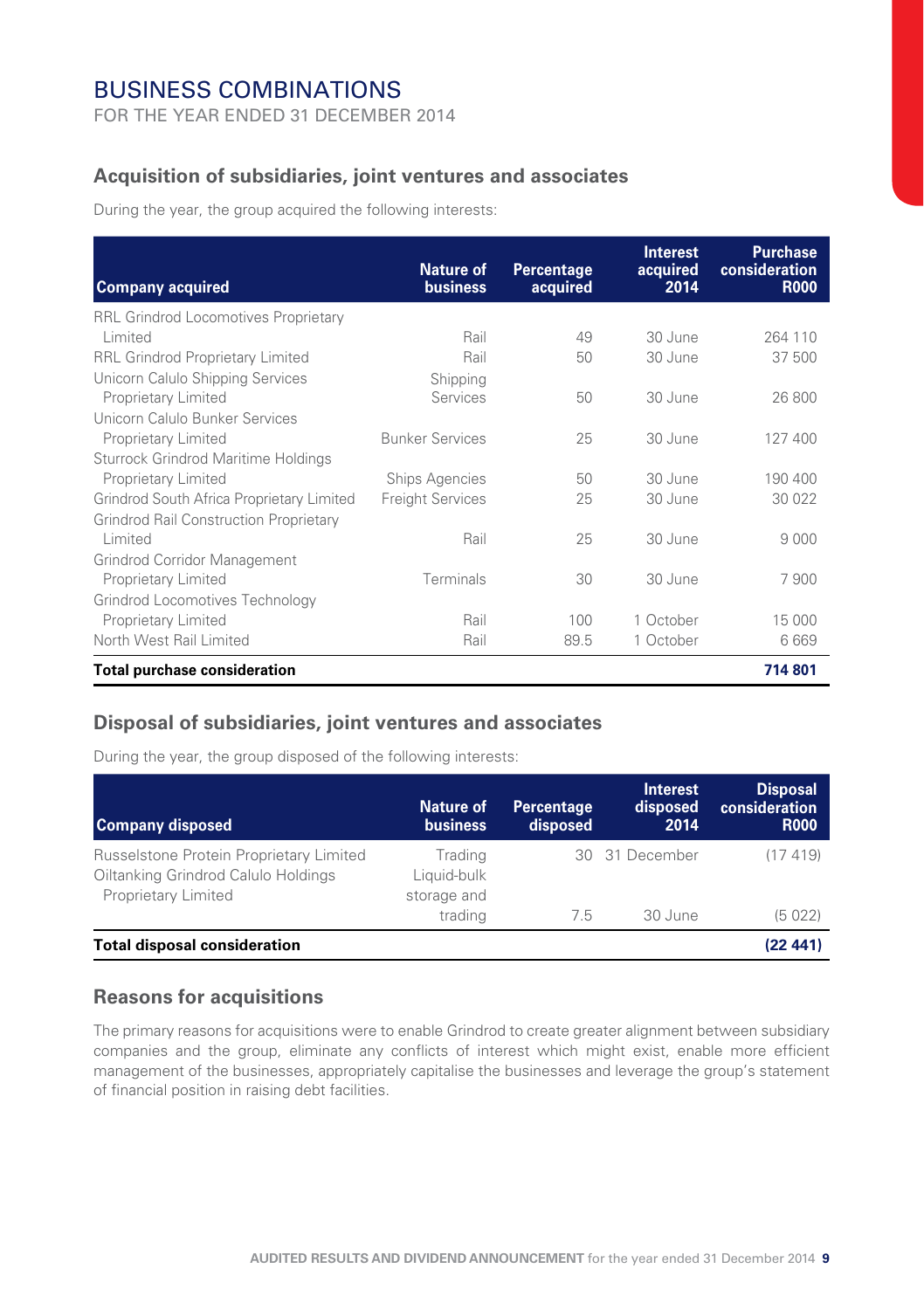# BUSINESS COMBINATIONS

FOR THE YEAR ENDED 31 DECEMBER 2014

## Acquisition of subsidiaries, joint ventures and associates

During the year, the group acquired the following interests:

| Company acquired | Nature of business | Percentage acquired | Interest acquired 2014 | Purchase consideration R000 |
|---|---|---|---|---|
| RRL Grindrod Locomotives Proprietary Limited | Rail | 49 | 30 June | 264 110 |
| RRL Grindrod Proprietary Limited | Rail | 50 | 30 June | 37 500 |
| Unicorn Calulo Shipping Services Proprietary Limited | Shipping Services | 50 | 30 June | 26 800 |
| Unicorn Calulo Bunker Services Proprietary Limited | Bunker Services | 25 | 30 June | 127 400 |
| Sturrock Grindrod Maritime Holdings Proprietary Limited | Ships Agencies | 50 | 30 June | 190 400 |
| Grindrod South Africa Proprietary Limited | Freight Services | 25 | 30 June | 30 022 |
| Grindrod Rail Construction Proprietary Limited | Rail | 25 | 30 June | 9 000 |
| Grindrod Corridor Management Proprietary Limited | Terminals | 30 | 30 June | 7 900 |
| Grindrod Locomotives Technology Proprietary Limited | Rail | 100 | 1 October | 15 000 |
| North West Rail Limited | Rail | 89.5 | 1 October | 6 669 |
| **Total purchase consideration** | | | | **714 801** |

## Disposal of subsidiaries, joint ventures and associates

During the year, the group disposed of the following interests:

| Company disposed | Nature of business | Percentage disposed | Interest disposed 2014 | Disposal consideration R000 |
|---|---|---|---|---|
| Russelstone Protein Proprietary Limited | Trading | 30 | 31 December | (17 419) |
| Oiltanking Grindrod Calulo Holdings Proprietary Limited | Liquid-bulk storage and trading | 7.5 | 30 June | (5 022) |
| **Total disposal consideration** | | | | **(22 441)** |

## Reasons for acquisitions

The primary reasons for acquisitions were to enable Grindrod to create greater alignment between subsidiary companies and the group, eliminate any conflicts of interest which might exist, enable more efficient management of the businesses, appropriately capitalise the businesses and leverage the group's statement of financial position in raising debt facilities.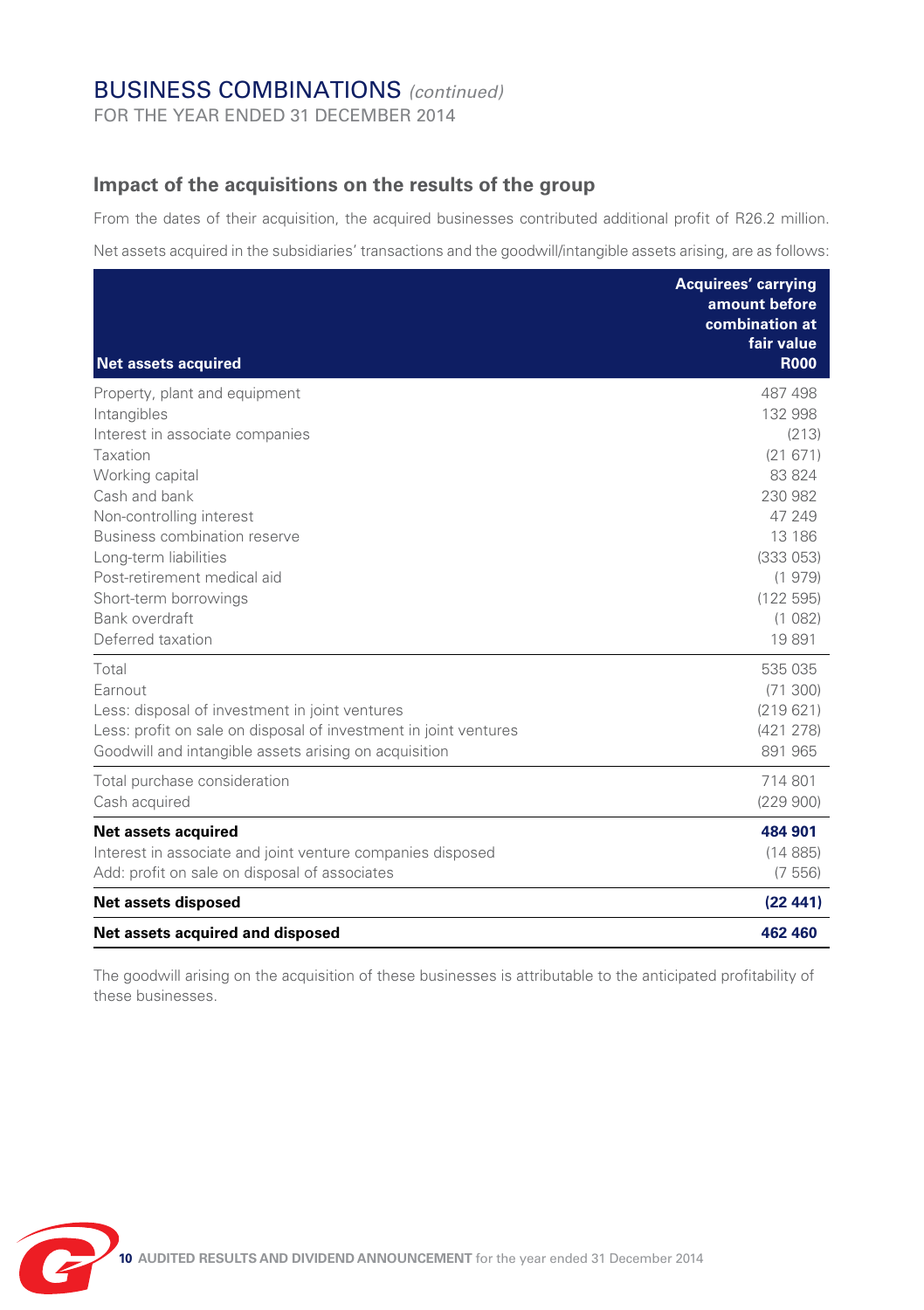# BUSINESS COMBINATIONS *(continued)*

FOR THE YEAR ENDED 31 DECEMBER 2014

## Impact of the acquisitions on the results of the group

From the dates of their acquisition, the acquired businesses contributed additional profit of R26.2 million.

Net assets acquired in the subsidiaries' transactions and the goodwill/intangible assets arising, are as follows:

| Net assets acquired | Acquirees' carrying amount before combination at fair value R000 |
|---|---|
| Property, plant and equipment | 487 498 |
| Intangibles | 132 998 |
| Interest in associate companies | (213) |
| Taxation | (21 671) |
| Working capital | 83 824 |
| Cash and bank | 230 982 |
| Non-controlling interest | 47 249 |
| Business combination reserve | 13 186 |
| Long-term liabilities | (333 053) |
| Post-retirement medical aid | (1 979) |
| Short-term borrowings | (122 595) |
| Bank overdraft | (1 082) |
| Deferred taxation | 19 891 |
| Total | 535 035 |
| Earnout | (71 300) |
| Less: disposal of investment in joint ventures | (219 621) |
| Less: profit on sale on disposal of investment in joint ventures | (421 278) |
| Goodwill and intangible assets arising on acquisition | 891 965 |
| Total purchase consideration | 714 801 |
| Cash acquired | (229 900) |
| **Net assets acquired** | **484 901** |
| Interest in associate and joint venture companies disposed | (14 885) |
| Add: profit on sale on disposal of associates | (7 556) |
| **Net assets disposed** | **(22 441)** |
| **Net assets acquired and disposed** | **462 460** |

The goodwill arising on the acquisition of these businesses is attributable to the anticipated profitability of these businesses.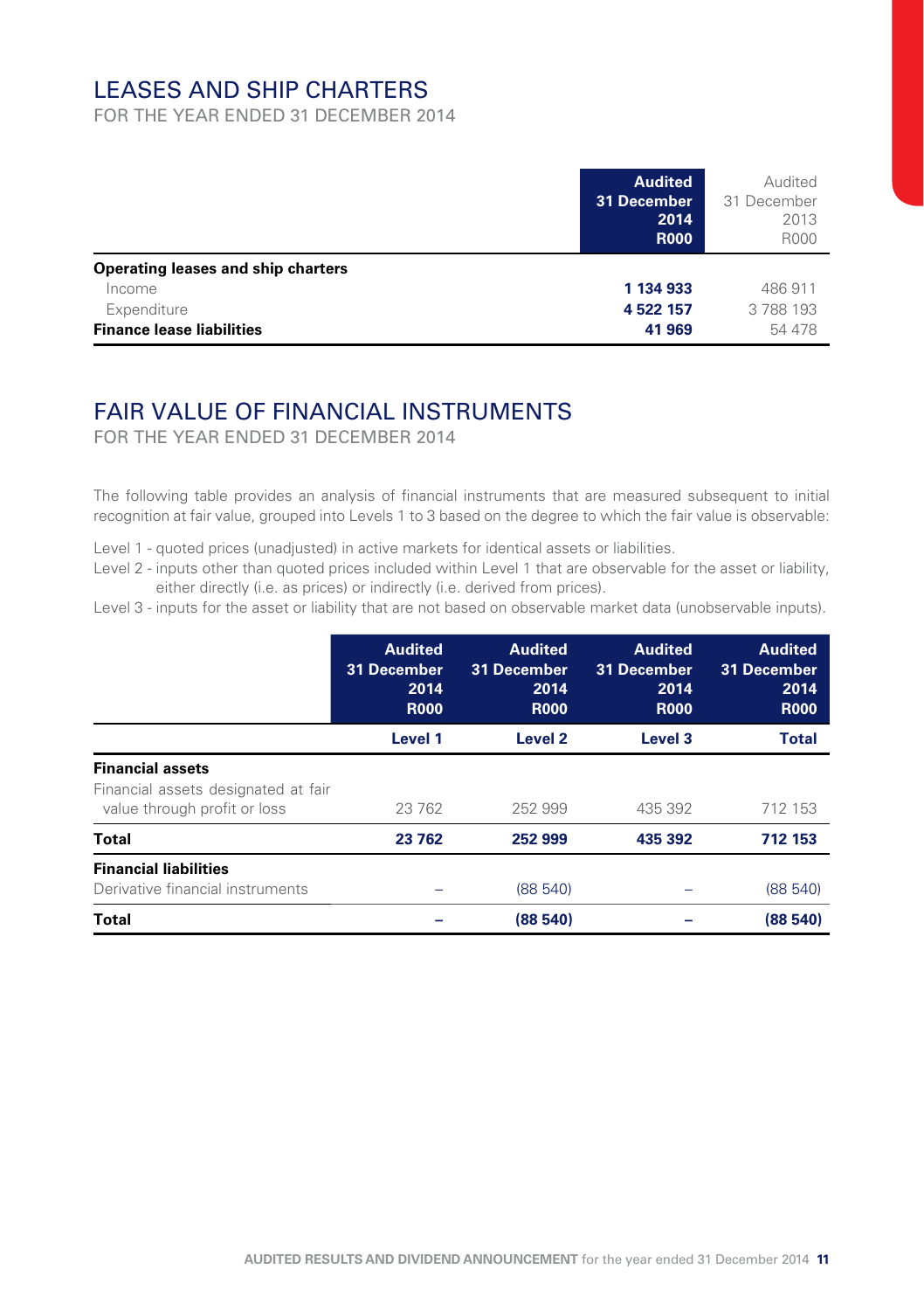## LEASES AND SHIP CHARTERS

FOR THE YEAR ENDED 31 DECEMBER 2014

| | **Audited 31 December 2014 R000** | Audited 31 December 2013 R000 |
|---|---|---|
| **Operating leases and ship charters** | | |
| Income | **1 134 933** | 486 911 |
| Expenditure | **4 522 157** | 3 788 193 |
| **Finance lease liabilities** | **41 969** | 54 478 |

## FAIR VALUE OF FINANCIAL INSTRUMENTS

FOR THE YEAR ENDED 31 DECEMBER 2014

The following table provides an analysis of financial instruments that are measured subsequent to initial recognition at fair value, grouped into Levels 1 to 3 based on the degree to which the fair value is observable:

Level 1 - quoted prices (unadjusted) in active markets for identical assets or liabilities.

Level 2 - inputs other than quoted prices included within Level 1 that are observable for the asset or liability, either directly (i.e. as prices) or indirectly (i.e. derived from prices).

Level 3 - inputs for the asset or liability that are not based on observable market data (unobservable inputs).

| | **Audited 31 December 2014 R000** | **Audited 31 December 2014 R000** | **Audited 31 December 2014 R000** | **Audited 31 December 2014 R000** |
|---|---|---|---|---|
| | **Level 1** | **Level 2** | **Level 3** | **Total** |
| **Financial assets** | | | | |
| Financial assets designated at fair value through profit or loss | 23 762 | 252 999 | 435 392 | 712 153 |
| **Total** | **23 762** | **252 999** | **435 392** | **712 153** |
| **Financial liabilities** | | | | |
| Derivative financial instruments | – | (88 540) | – | (88 540) |
| **Total** | **–** | **(88 540)** | **–** | **(88 540)** |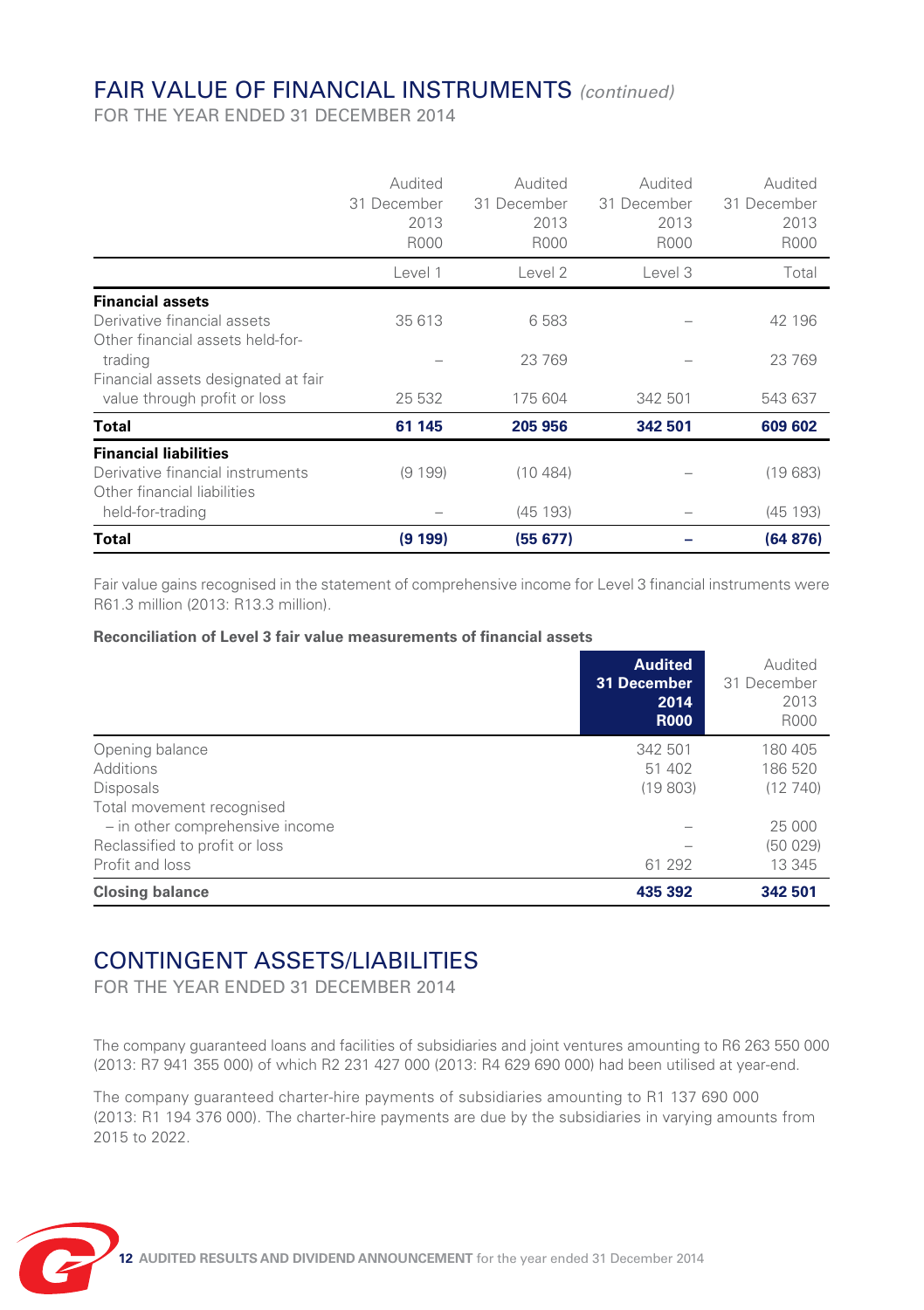# FAIR VALUE OF FINANCIAL INSTRUMENTS *(continued)*

FOR THE YEAR ENDED 31 DECEMBER 2014

| | Audited 31 December 2013 R000 | Audited 31 December 2013 R000 | Audited 31 December 2013 R000 | Audited 31 December 2013 R000 |
|---|---|---|---|---|
| | Level 1 | Level 2 | Level 3 | Total |
| **Financial assets** | | | | |
| Derivative financial assets | 35 613 | 6 583 | – | 42 196 |
| Other financial assets held-for-trading | – | 23 769 | – | 23 769 |
| Financial assets designated at fair value through profit or loss | 25 532 | 175 604 | 342 501 | 543 637 |
| **Total** | **61 145** | **205 956** | **342 501** | **609 602** |
| **Financial liabilities** | | | | |
| Derivative financial instruments | (9 199) | (10 484) | – | (19 683) |
| Other financial liabilities held-for-trading | – | (45 193) | – | (45 193) |
| **Total** | **(9 199)** | **(55 677)** | **–** | **(64 876)** |

Fair value gains recognised in the statement of comprehensive income for Level 3 financial instruments were R61.3 million (2013: R13.3 million).

**Reconciliation of Level 3 fair value measurements of financial assets**

| | **Audited 31 December 2014 R000** | Audited 31 December 2013 R000 |
|---|---|---|
| Opening balance | 342 501 | 180 405 |
| Additions | 51 402 | 186 520 |
| Disposals | (19 803) | (12 740) |
| Total movement recognised – in other comprehensive income | – | 25 000 |
| Reclassified to profit or loss | – | (50 029) |
| Profit and loss | 61 292 | 13 345 |
| **Closing balance** | **435 392** | **342 501** |

# CONTINGENT ASSETS/LIABILITIES

FOR THE YEAR ENDED 31 DECEMBER 2014

The company guaranteed loans and facilities of subsidiaries and joint ventures amounting to R6 263 550 000 (2013: R7 941 355 000) of which R2 231 427 000 (2013: R4 629 690 000) had been utilised at year-end.

The company guaranteed charter-hire payments of subsidiaries amounting to R1 137 690 000 (2013: R1 194 376 000). The charter-hire payments are due by the subsidiaries in varying amounts from 2015 to 2022.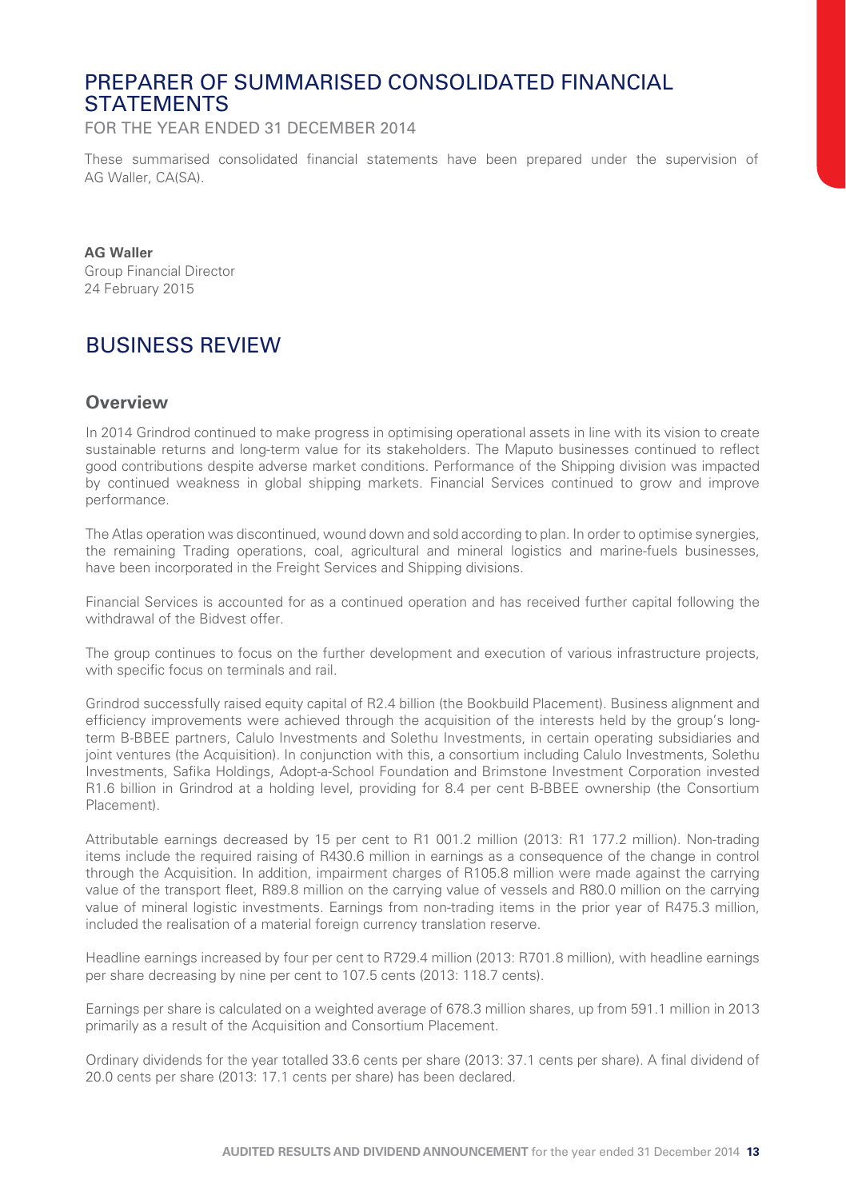# PREPARER OF SUMMARISED CONSOLIDATED FINANCIAL STATEMENTS

FOR THE YEAR ENDED 31 DECEMBER 2014

These summarised consolidated financial statements have been prepared under the supervision of AG Waller, CA(SA).

**AG Waller**
Group Financial Director
24 February 2015

# BUSINESS REVIEW

## Overview

In 2014 Grindrod continued to make progress in optimising operational assets in line with its vision to create sustainable returns and long-term value for its stakeholders. The Maputo businesses continued to reflect good contributions despite adverse market conditions. Performance of the Shipping division was impacted by continued weakness in global shipping markets. Financial Services continued to grow and improve performance.

The Atlas operation was discontinued, wound down and sold according to plan. In order to optimise synergies, the remaining Trading operations, coal, agricultural and mineral logistics and marine-fuels businesses, have been incorporated in the Freight Services and Shipping divisions.

Financial Services is accounted for as a continued operation and has received further capital following the withdrawal of the Bidvest offer.

The group continues to focus on the further development and execution of various infrastructure projects, with specific focus on terminals and rail.

Grindrod successfully raised equity capital of R2.4 billion (the Bookbuild Placement). Business alignment and efficiency improvements were achieved through the acquisition of the interests held by the group's long-term B-BBEE partners, Calulo Investments and Solethu Investments, in certain operating subsidiaries and joint ventures (the Acquisition). In conjunction with this, a consortium including Calulo Investments, Solethu Investments, Safika Holdings, Adopt-a-School Foundation and Brimstone Investment Corporation invested R1.6 billion in Grindrod at a holding level, providing for 8.4 per cent B-BBEE ownership (the Consortium Placement).

Attributable earnings decreased by 15 per cent to R1 001.2 million (2013: R1 177.2 million). Non-trading items include the required raising of R430.6 million in earnings as a consequence of the change in control through the Acquisition. In addition, impairment charges of R105.8 million were made against the carrying value of the transport fleet, R89.8 million on the carrying value of vessels and R80.0 million on the carrying value of mineral logistic investments. Earnings from non-trading items in the prior year of R475.3 million, included the realisation of a material foreign currency translation reserve.

Headline earnings increased by four per cent to R729.4 million (2013: R701.8 million), with headline earnings per share decreasing by nine per cent to 107.5 cents (2013: 118.7 cents).

Earnings per share is calculated on a weighted average of 678.3 million shares, up from 591.1 million in 2013 primarily as a result of the Acquisition and Consortium Placement.

Ordinary dividends for the year totalled 33.6 cents per share (2013: 37.1 cents per share). A final dividend of 20.0 cents per share (2013: 17.1 cents per share) has been declared.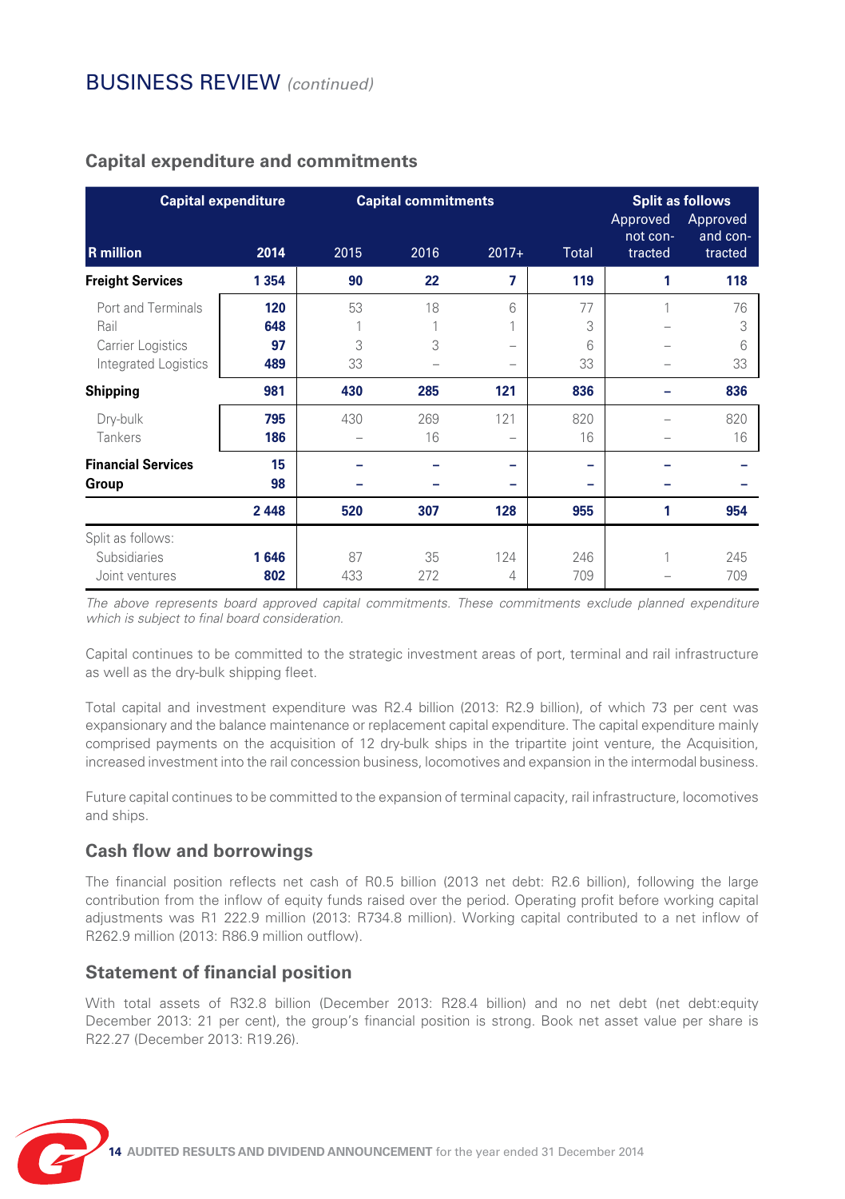## Capital expenditure and commitments

| R million | Capital expenditure 2014 | Capital commitments 2015 | 2016 | 2017+ | Total | Split as follows: Approved not contracted | Approved and contracted |
|---|---|---|---|---|---|---|---|
| **Freight Services** | **1 354** | **90** | **22** | **7** | **119** | **1** | **118** |
| Port and Terminals | **120** | 53 | 18 | 6 | 77 | 1 | 76 |
| Rail | **648** | 1 | 1 | 1 | 3 | – | 3 |
| Carrier Logistics | **97** | 3 | 3 | – | 6 | – | 6 |
| Integrated Logistics | **489** | 33 | – | – | 33 | – | 33 |
| **Shipping** | **981** | **430** | **285** | **121** | **836** | **–** | **836** |
| Dry-bulk | **795** | 430 | 269 | 121 | 820 | – | 820 |
| Tankers | **186** | – | 16 | – | 16 | – | 16 |
| **Financial Services** | **15** | **–** | **–** | **–** | **–** | **–** | **–** |
| **Group** | **98** | **–** | **–** | **–** | **–** | **–** | **–** |
| | **2 448** | **520** | **307** | **128** | **955** | **1** | **954** |
| Split as follows: | | | | | | | |
| Subsidiaries | **1 646** | 87 | 35 | 124 | 246 | 1 | 245 |
| Joint ventures | **802** | 433 | 272 | 4 | 709 | – | 709 |

*The above represents board approved capital commitments. These commitments exclude planned expenditure which is subject to final board consideration.*

Capital continues to be committed to the strategic investment areas of port, terminal and rail infrastructure as well as the dry-bulk shipping fleet.

Total capital and investment expenditure was R2.4 billion (2013: R2.9 billion), of which 73 per cent was expansionary and the balance maintenance or replacement capital expenditure. The capital expenditure mainly comprised payments on the acquisition of 12 dry-bulk ships in the tripartite joint venture, the Acquisition, increased investment into the rail concession business, locomotives and expansion in the intermodal business.

Future capital continues to be committed to the expansion of terminal capacity, rail infrastructure, locomotives and ships.

## Cash flow and borrowings

The financial position reflects net cash of R0.5 billion (2013 net debt: R2.6 billion), following the large contribution from the inflow of equity funds raised over the period. Operating profit before working capital adjustments was R1 222.9 million (2013: R734.8 million). Working capital contributed to a net inflow of R262.9 million (2013: R86.9 million outflow).

## Statement of financial position

With total assets of R32.8 billion (December 2013: R28.4 billion) and no net debt (net debt:equity December 2013: 21 per cent), the group's financial position is strong. Book net asset value per share is R22.27 (December 2013: R19.26).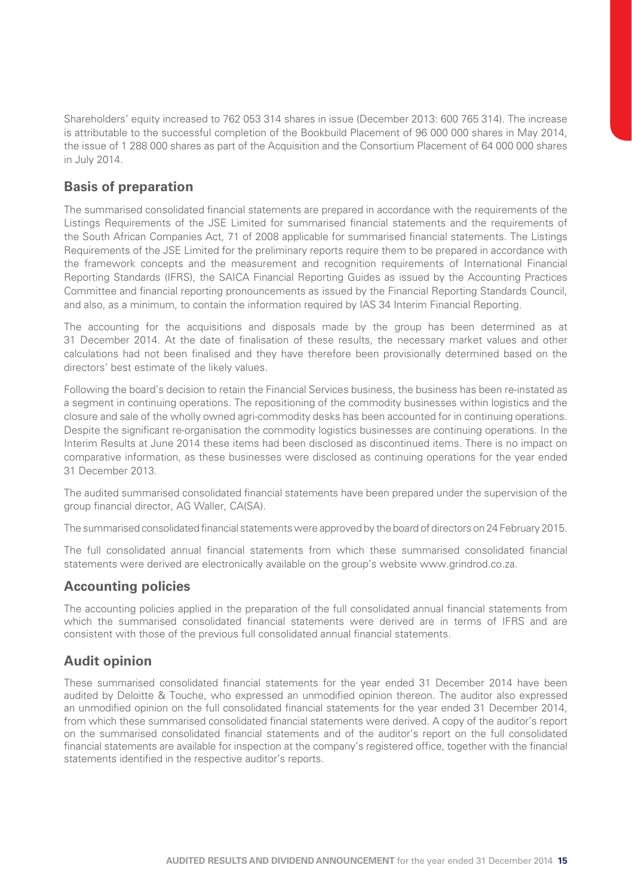Shareholders' equity increased to 762 053 314 shares in issue (December 2013: 600 765 314). The increase is attributable to the successful completion of the Bookbuild Placement of 96 000 000 shares in May 2014, the issue of 1 288 000 shares as part of the Acquisition and the Consortium Placement of 64 000 000 shares in July 2014.

## Basis of preparation

The summarised consolidated financial statements are prepared in accordance with the requirements of the Listings Requirements of the JSE Limited for summarised financial statements and the requirements of the South African Companies Act, 71 of 2008 applicable for summarised financial statements. The Listings Requirements of the JSE Limited for the preliminary reports require them to be prepared in accordance with the framework concepts and the measurement and recognition requirements of International Financial Reporting Standards (IFRS), the SAICA Financial Reporting Guides as issued by the Accounting Practices Committee and financial reporting pronouncements as issued by the Financial Reporting Standards Council, and also, as a minimum, to contain the information required by IAS 34 Interim Financial Reporting.

The accounting for the acquisitions and disposals made by the group has been determined as at 31 December 2014. At the date of finalisation of these results, the necessary market values and other calculations had not been finalised and they have therefore been provisionally determined based on the directors' best estimate of the likely values.

Following the board's decision to retain the Financial Services business, the business has been re-instated as a segment in continuing operations. The repositioning of the commodity businesses within logistics and the closure and sale of the wholly owned agri-commodity desks has been accounted for in continuing operations. Despite the significant re-organisation the commodity logistics businesses are continuing operations. In the Interim Results at June 2014 these items had been disclosed as discontinued items. There is no impact on comparative information, as these businesses were disclosed as continuing operations for the year ended 31 December 2013.

The audited summarised consolidated financial statements have been prepared under the supervision of the group financial director, AG Waller, CA(SA).

The summarised consolidated financial statements were approved by the board of directors on 24 February 2015.

The full consolidated annual financial statements from which these summarised consolidated financial statements were derived are electronically available on the group's website www.grindrod.co.za.

## Accounting policies

The accounting policies applied in the preparation of the full consolidated annual financial statements from which the summarised consolidated financial statements were derived are in terms of IFRS and are consistent with those of the previous full consolidated annual financial statements.

## Audit opinion

These summarised consolidated financial statements for the year ended 31 December 2014 have been audited by Deloitte & Touche, who expressed an unmodified opinion thereon. The auditor also expressed an unmodified opinion on the full consolidated financial statements for the year ended 31 December 2014, from which these summarised consolidated financial statements were derived. A copy of the auditor's report on the summarised consolidated financial statements and of the auditor's report on the full consolidated financial statements are available for inspection at the company's registered office, together with the financial statements identified in the respective auditor's reports.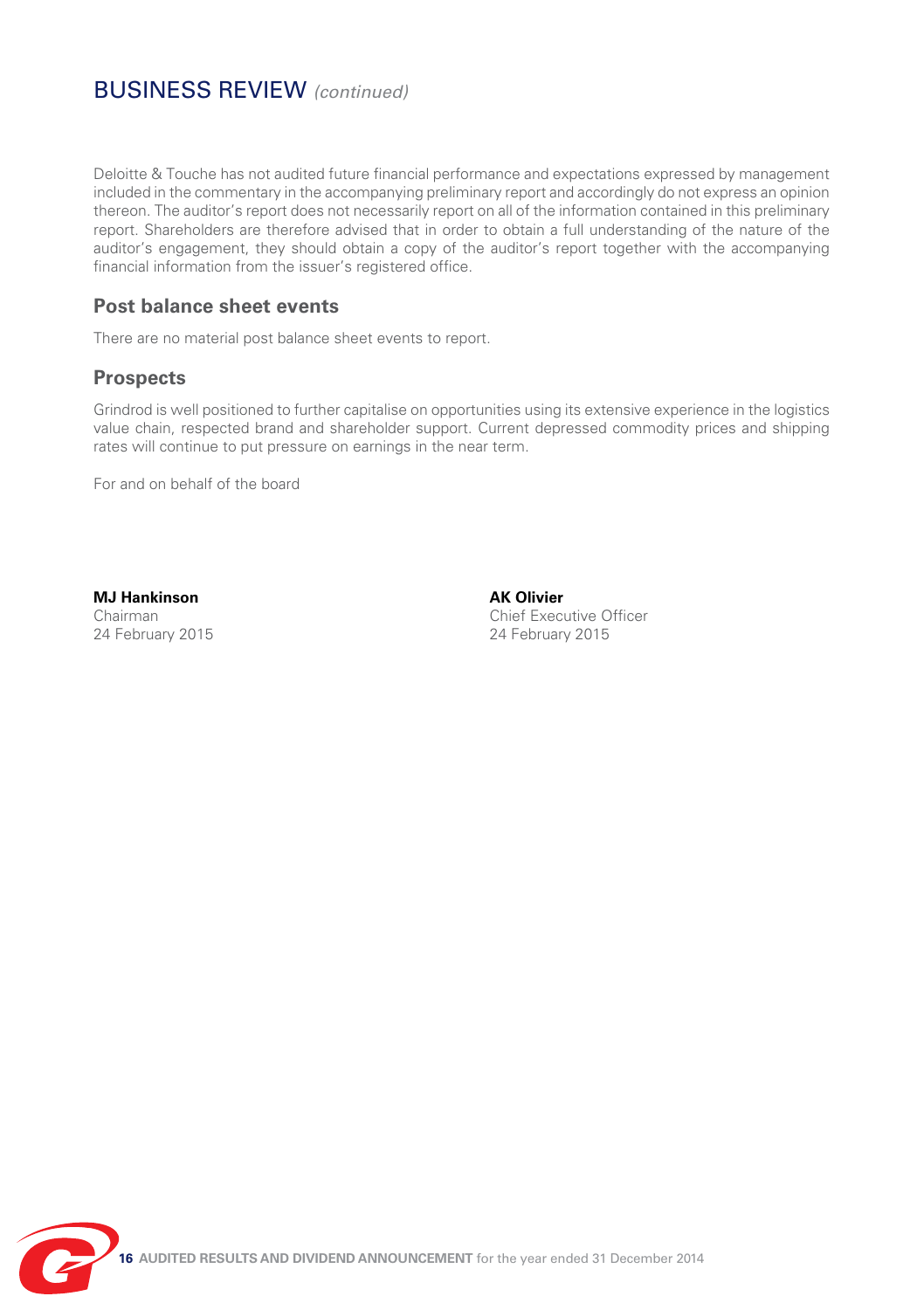## BUSINESS REVIEW *(continued)*

Deloitte & Touche has not audited future financial performance and expectations expressed by management included in the commentary in the accompanying preliminary report and accordingly do not express an opinion thereon. The auditor's report does not necessarily report on all of the information contained in this preliminary report. Shareholders are therefore advised that in order to obtain a full understanding of the nature of the auditor's engagement, they should obtain a copy of the auditor's report together with the accompanying financial information from the issuer's registered office.

### Post balance sheet events

There are no material post balance sheet events to report.

### Prospects

Grindrod is well positioned to further capitalise on opportunities using its extensive experience in the logistics value chain, respected brand and shareholder support. Current depressed commodity prices and shipping rates will continue to put pressure on earnings in the near term.

For and on behalf of the board

**MJ Hankinson**
Chairman
24 February 2015

**AK Olivier**
Chief Executive Officer
24 February 2015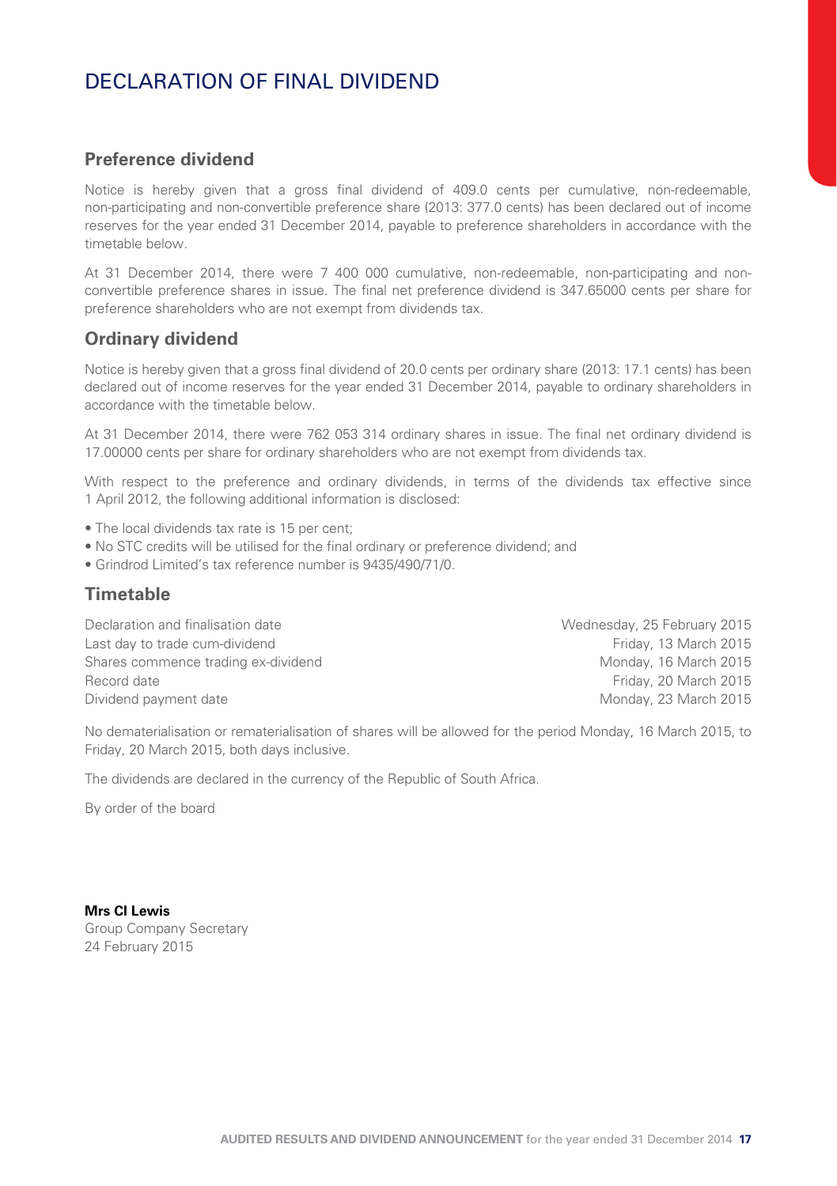# DECLARATION OF FINAL DIVIDEND

## Preference dividend

Notice is hereby given that a gross final dividend of 409.0 cents per cumulative, non-redeemable, non-participating and non-convertible preference share (2013: 377.0 cents) has been declared out of income reserves for the year ended 31 December 2014, payable to preference shareholders in accordance with the timetable below.

At 31 December 2014, there were 7 400 000 cumulative, non-redeemable, non-participating and non-convertible preference shares in issue. The final net preference dividend is 347.65000 cents per share for preference shareholders who are not exempt from dividends tax.

## Ordinary dividend

Notice is hereby given that a gross final dividend of 20.0 cents per ordinary share (2013: 17.1 cents) has been declared out of income reserves for the year ended 31 December 2014, payable to ordinary shareholders in accordance with the timetable below.

At 31 December 2014, there were 762 053 314 ordinary shares in issue. The final net ordinary dividend is 17.00000 cents per share for ordinary shareholders who are not exempt from dividends tax.

With respect to the preference and ordinary dividends, in terms of the dividends tax effective since 1 April 2012, the following additional information is disclosed:

- The local dividends tax rate is 15 per cent;
- No STC credits will be utilised for the final ordinary or preference dividend; and
- Grindrod Limited's tax reference number is 9435/490/71/0.

## Timetable

| | |
|---|---|
| Declaration and finalisation date | Wednesday, 25 February 2015 |
| Last day to trade cum-dividend | Friday, 13 March 2015 |
| Shares commence trading ex-dividend | Monday, 16 March 2015 |
| Record date | Friday, 20 March 2015 |
| Dividend payment date | Monday, 23 March 2015 |

No dematerialisation or rematerialisation of shares will be allowed for the period Monday, 16 March 2015, to Friday, 20 March 2015, both days inclusive.

The dividends are declared in the currency of the Republic of South Africa.

By order of the board

**Mrs CI Lewis**
Group Company Secretary
24 February 2015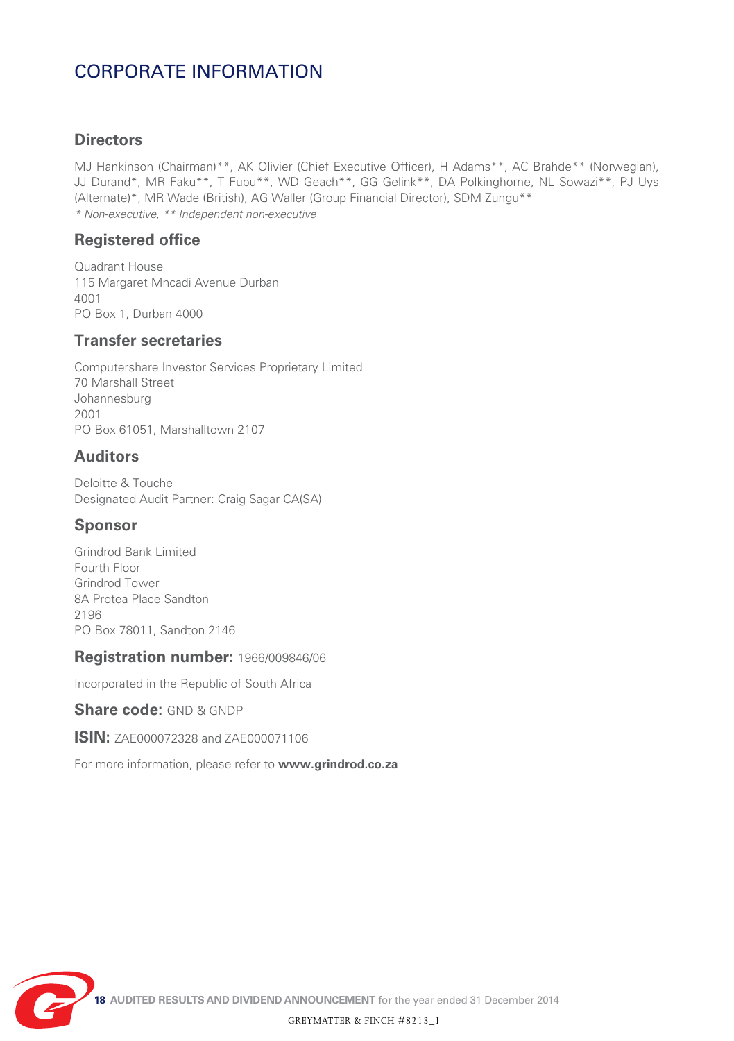# CORPORATE INFORMATION

## Directors

MJ Hankinson (Chairman)**, AK Olivier (Chief Executive Officer), H Adams**, AC Brahde** (Norwegian), JJ Durand*, MR Faku**, T Fubu**, WD Geach**, GG Gelink**, DA Polkinghorne, NL Sowazi**, PJ Uys (Alternate)*, MR Wade (British), AG Waller (Group Financial Director), SDM Zungu**

*\* Non-executive, \*\* Independent non-executive*

## Registered office

Quadrant House
115 Margaret Mncadi Avenue Durban
4001
PO Box 1, Durban 4000

## Transfer secretaries

Computershare Investor Services Proprietary Limited
70 Marshall Street
Johannesburg
2001
PO Box 61051, Marshalltown 2107

## Auditors

Deloitte & Touche
Designated Audit Partner: Craig Sagar CA(SA)

## Sponsor

Grindrod Bank Limited
Fourth Floor
Grindrod Tower
8A Protea Place Sandton
2196
PO Box 78011, Sandton 2146

**Registration number:** 1966/009846/06

Incorporated in the Republic of South Africa

**Share code:** GND & GNDP

**ISIN:** ZAE000072328 and ZAE000071106

For more information, please refer to **www.grindrod.co.za**